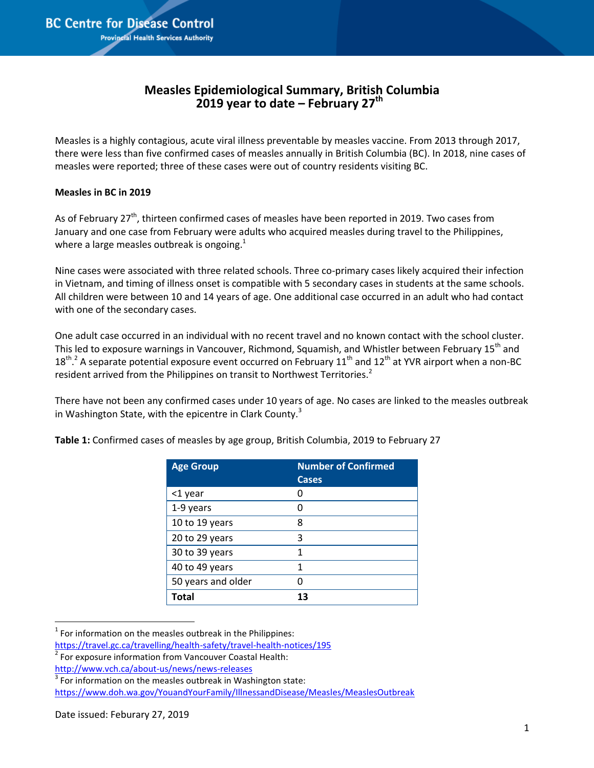# Measles Epidemiological Summary, British Columbia 2019 year to date – February 27th

Measles is a highly contagious, acute viral illness preventable by measles vaccine. From 2013 through 2017, there were less than five confirmed cases of measles annually in British Columbia (BC). In 2018, nine cases of measles were reported; three of these cases were out of country residents visiting BC.

**Measles in BC in 2019**

As of February 27th, thirteen confirmed cases of measles have been reported in 2019. Two cases from January and one case from February were adults who acquired measles during travel to the Philippines, where a large measles outbreak is ongoing.[1]

Nine cases were associated with three related schools. Three co-primary cases likely acquired their infection in Vietnam, and timing of illness onset is compatible with 5 secondary cases in students at the same schools. All children were between 10 and 14 years of age. One additional case occurred in an adult who had contact with one of the secondary cases.

One adult case occurred in an individual with no recent travel and no known contact with the school cluster. This led to exposure warnings in Vancouver, Richmond, Squamish, and Whistler between February 15th and 18th.[2] A separate potential exposure event occurred on February 11th and 12th at YVR airport when a non-BC resident arrived from the Philippines on transit to Northwest Territories.[2]

There have not been any confirmed cases under 10 years of age. No cases are linked to the measles outbreak in Washington State, with the epicentre in Clark County.[3]

**Table 1:** Confirmed cases of measles by age group, British Columbia, 2019 to February 27

| Age Group | Number of Confirmed Cases |
|---|---|
| <1 year | 0 |
| 1-9 years | 0 |
| 10 to 19 years | 8 |
| 20 to 29 years | 3 |
| 30 to 39 years | 1 |
| 40 to 49 years | 1 |
| 50 years and older | 0 |
| **Total** | **13** |

[1] For information on the measles outbreak in the Philippines: https://travel.gc.ca/travelling/health-safety/travel-health-notices/195

[2] For exposure information from Vancouver Coastal Health: http://www.vch.ca/about-us/news/news-releases

[3] For information on the measles outbreak in Washington state: https://www.doh.wa.gov/YouandYourFamily/IllnessandDisease/Measles/MeaslesOutbreak

Date issued: Feburary 27, 2019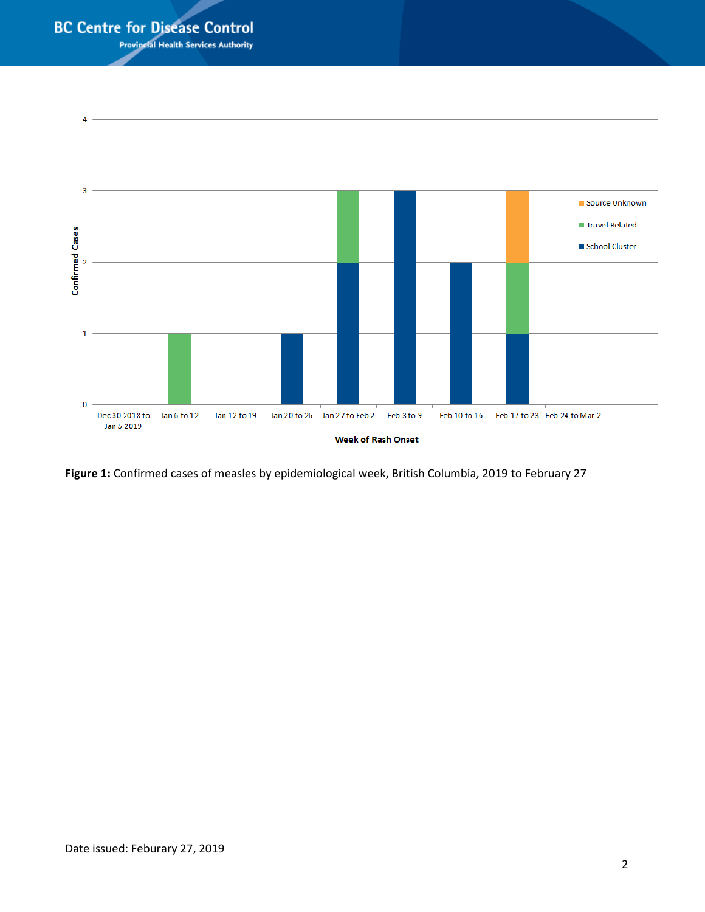4

3

2

1

0

Confirmed Cases

Dec 30 2018 to Jan 5 2019

Jan 6 to 12

Jan 12 to 19

Jan 20 to 26

Jan 27 to Feb 2

Feb 3 to 9

Feb 10 to 16

Feb 17 to 23

Feb 24 to Mar 2

Week of Rash Onset

Source Unknown

Travel Related

School Cluster

**Figure 1:** Confirmed cases of measles by epidemiological week, British Columbia, 2019 to February 27

Date issued: Feburary 27, 2019